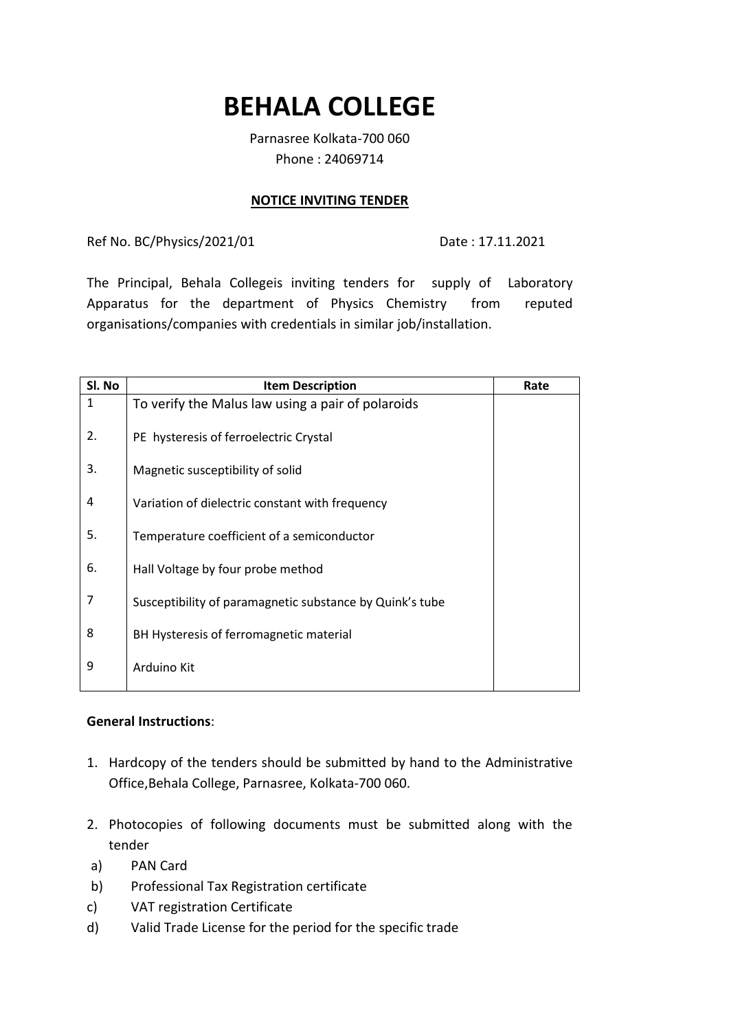# BEHALA COLLEGE

Parnasree Kolkata-700 060

Phone : 24069714

**NOTICE INVITING TENDER**

Ref No. BC/Physics/2021/01 Date : 17.11.2021

The Principal, Behala Collegeis inviting tenders for supply of Laboratory Apparatus for the department of Physics Chemistry from reputed organisations/companies with credentials in similar job/installation.

| Sl. No | Item Description | Rate |
|---|---|---|
| 1 | To verify the Malus law using a pair of polaroids | |
| 2. | PE hysteresis of ferroelectric Crystal | |
| 3. | Magnetic susceptibility of solid | |
| 4 | Variation of dielectric constant with frequency | |
| 5. | Temperature coefficient of a semiconductor | |
| 6. | Hall Voltage by four probe method | |
| 7 | Susceptibility of paramagnetic substance by Quink's tube | |
| 8 | BH Hysteresis of ferromagnetic material | |
| 9 | Arduino Kit | |

**General Instructions**:

1. Hardcopy of the tenders should be submitted by hand to the Administrative Office,Behala College, Parnasree, Kolkata-700 060.
2. Photocopies of following documents must be submitted along with the tender

a) PAN Card

b) Professional Tax Registration certificate

c) VAT registration Certificate

d) Valid Trade License for the period for the specific trade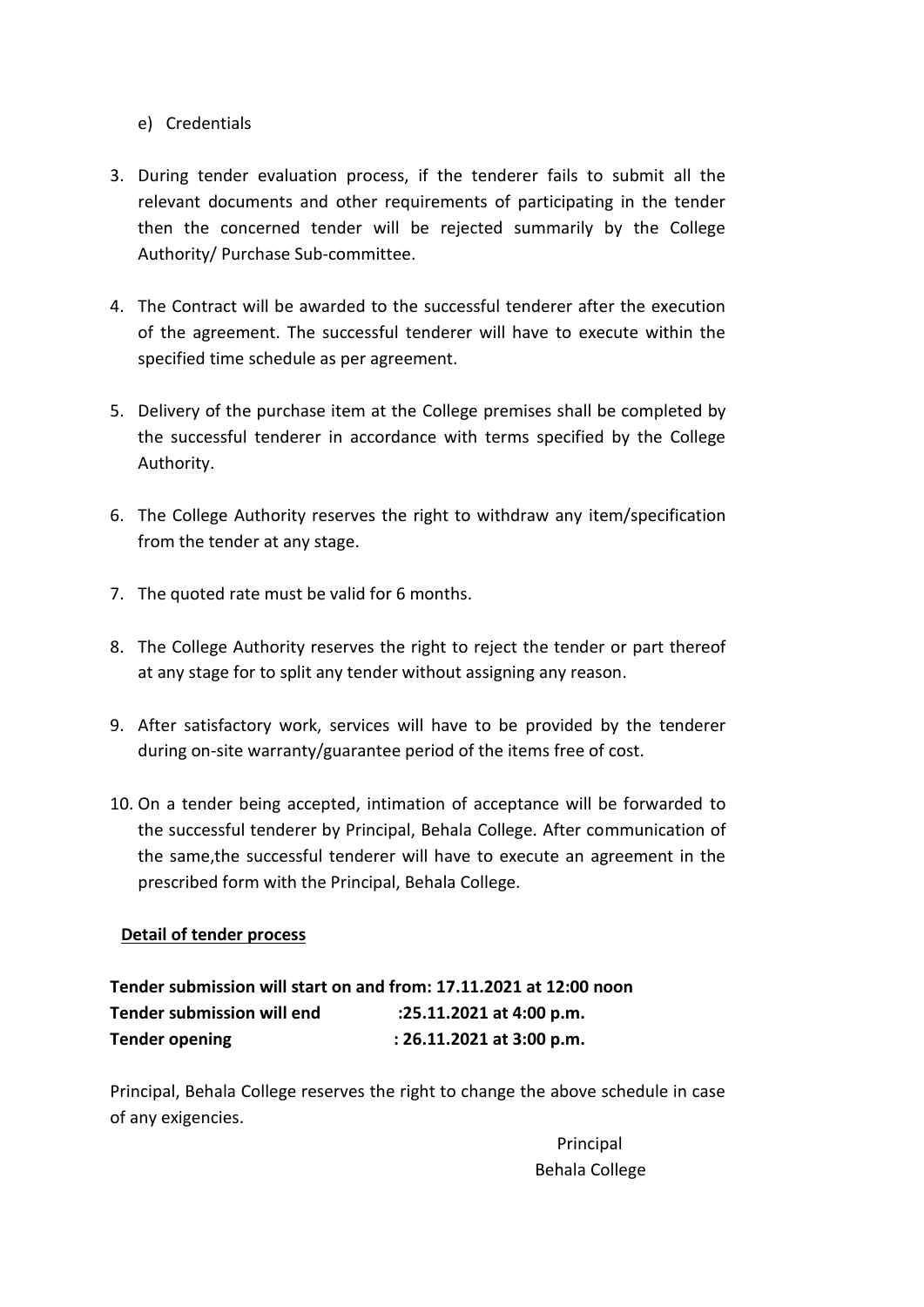e) Credentials

3. During tender evaluation process, if the tenderer fails to submit all the relevant documents and other requirements of participating in the tender then the concerned tender will be rejected summarily by the College Authority/ Purchase Sub-committee.

4. The Contract will be awarded to the successful tenderer after the execution of the agreement. The successful tenderer will have to execute within the specified time schedule as per agreement.

5. Delivery of the purchase item at the College premises shall be completed by the successful tenderer in accordance with terms specified by the College Authority.

6. The College Authority reserves the right to withdraw any item/specification from the tender at any stage.

7. The quoted rate must be valid for 6 months.

8. The College Authority reserves the right to reject the tender or part thereof at any stage for to split any tender without assigning any reason.

9. After satisfactory work, services will have to be provided by the tenderer during on-site warranty/guarantee period of the items free of cost.

10. On a tender being accepted, intimation of acceptance will be forwarded to the successful tenderer by Principal, Behala College. After communication of the same,the successful tenderer will have to execute an agreement in the prescribed form with the Principal, Behala College.

**<u>Detail of tender process</u>**

**Tender submission will start on and from: 17.11.2021 at 12:00 noon**
**Tender submission will end :25.11.2021 at 4:00 p.m.**
**Tender opening : 26.11.2021 at 3:00 p.m.**

Principal, Behala College reserves the right to change the above schedule in case of any exigencies.

Principal
Behala College